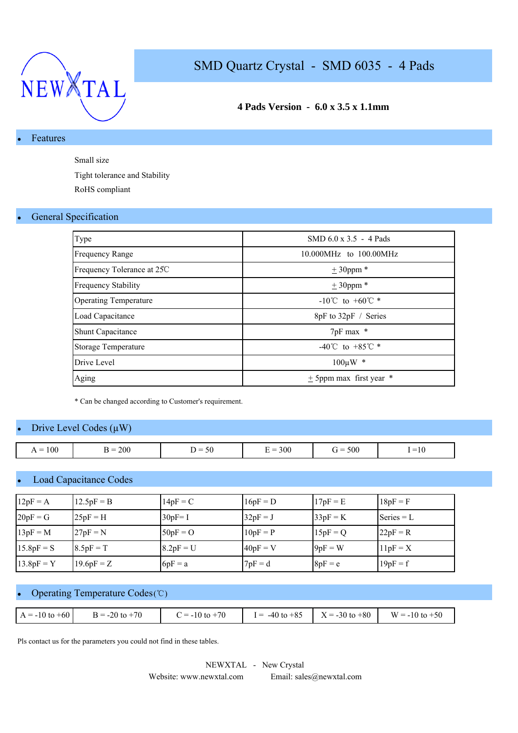NEWXTAL

# SMD Quartz Crystal - SMD 6035 - 4 Pads

**4 Pads Version - 6.0 x 3.5 x 1.1mm**

## Features

Small size

Tight tolerance and Stability

RoHS compliant

## General Specification

| Type | SMD 6.0 x 3.5 - 4 Pads |
|---|---|
| Frequency Range | 10.000MHz to 100.00MHz |
| Frequency Tolerance at 25℃ | ± 30ppm * |
| Frequency Stability | ± 30ppm * |
| Operating Temperature | -10℃ to +60℃ * |
| Load Capacitance | 8pF to 32pF / Series |
| Shunt Capacitance | 7pF max * |
| Storage Temperature | -40℃ to +85℃ * |
| Drive Level | 100μW * |
| Aging | ± 5ppm max first year * |

* Can be changed according to Customer's requirement.

## Drive Level Codes (μW)

| A = 100 | B = 200 | D = 50 | E = 300 | G = 500 | I =10 |
|---|---|---|---|---|---|

## Load Capacitance Codes

| 12pF = A | 12.5pF = B | 14pF = C | 16pF = D | 17pF = E | 18pF = F |
|---|---|---|---|---|---|
| 20pF = G | 25pF = H | 30pF= I | 32pF = J | 33pF = K | Series = L |
| 13pF = M | 27pF = N | 50pF = O | 10pF = P | 15pF = Q | 22pF = R |
| 15.8pF = S | 8.5pF = T | 8.2pF = U | 40pF = V | 9pF = W | 11pF = X |
| 13.8pF = Y | 19.6pF = Z | 6pF = a | 7pF = d | 8pF = e | 19pF = f |

## Operating Temperature Codes(℃)

| A = -10 to +60 | B = -20 to +70 | C = -10 to +70 | I = -40 to +85 | X = -30 to +80 | W = -10 to +50 |
|---|---|---|---|---|---|

Pls contact us for the parameters you could not find in these tables.

NEWXTAL - New Crystal

Website: www.newxtal.com Email: sales@newxtal.com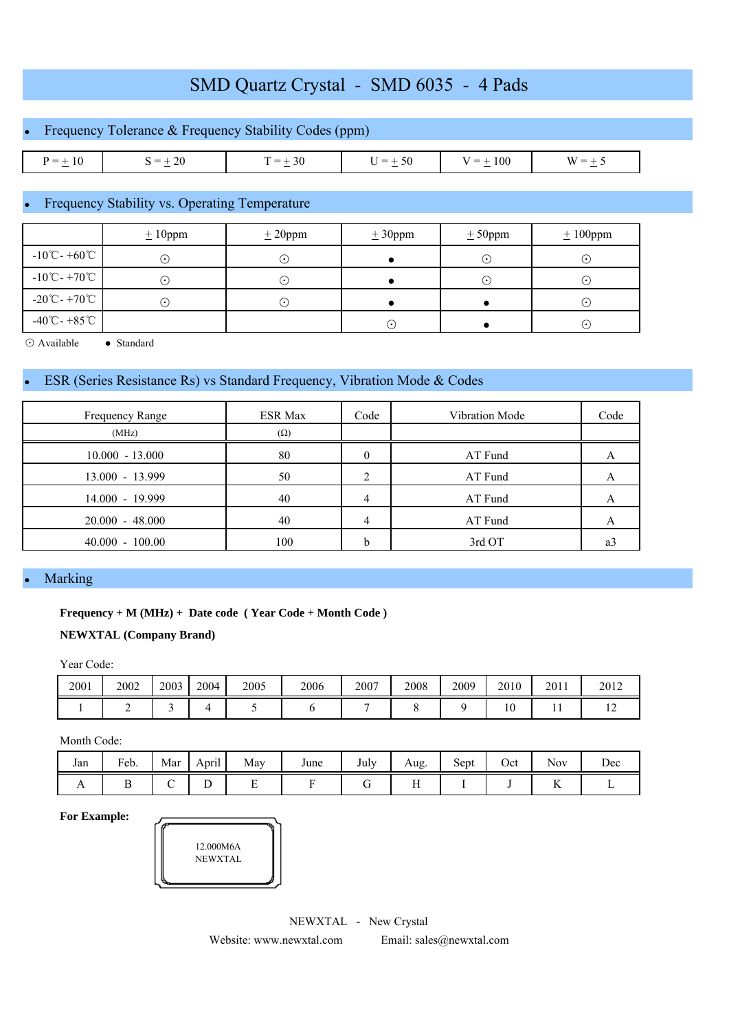# SMD Quartz Crystal - SMD 6035 - 4 Pads

## Frequency Tolerance & Frequency Stability Codes (ppm)

| P = ± 10 | S = ± 20 | T = ± 30 | U = ± 50 | V = ± 100 | W = ± 5 |
|---|---|---|---|---|---|

## Frequency Stability vs. Operating Temperature

| | ± 10ppm | ± 20ppm | ± 30ppm | ± 50ppm | ± 100ppm |
|---|---|---|---|---|---|
| -10℃- +60℃ | ⊙ | ⊙ | ● | ⊙ | ⊙ |
| -10℃- +70℃ | ⊙ | ⊙ | ● | ⊙ | ⊙ |
| -20℃- +70℃ | ⊙ | ⊙ | ● | ● | ⊙ |
| -40℃- +85℃ | | | ⊙ | ● | ⊙ |

⊙ Available ● Standard

## ESR (Series Resistance Rs) vs Standard Frequency, Vibration Mode & Codes

| Frequency Range | ESR Max | Code | Vibration Mode | Code |
|---|---|---|---|---|
| (MHz) | (Ω) | | | |
| 10.000 - 13.000 | 80 | 0 | AT Fund | A |
| 13.000 - 13.999 | 50 | 2 | AT Fund | A |
| 14.000 - 19.999 | 40 | 4 | AT Fund | A |
| 20.000 - 48.000 | 40 | 4 | AT Fund | A |
| 40.000 - 100.00 | 100 | b | 3rd OT | a3 |

## Marking

**Frequency + M (MHz) + Date code ( Year Code + Month Code )**

**NEWXTAL (Company Brand)**

Year Code:

| 2001 | 2002 | 2003 | 2004 | 2005 | 2006 | 2007 | 2008 | 2009 | 2010 | 2011 | 2012 |
|---|---|---|---|---|---|---|---|---|---|---|---|
| 1 | 2 | 3 | 4 | 5 | 6 | 7 | 8 | 9 | 10 | 11 | 12 |

Month Code:

| Jan | Feb. | Mar | April | May | June | July | Aug. | Sept | Oct | Nov | Dec |
|---|---|---|---|---|---|---|---|---|---|---|---|
| A | B | C | D | E | F | G | H | I | J | K | L |

**For Example:**

12.000M6A
NEWXTAL

NEWXTAL - New Crystal

Website: www.newxtal.com Email: sales@newxtal.com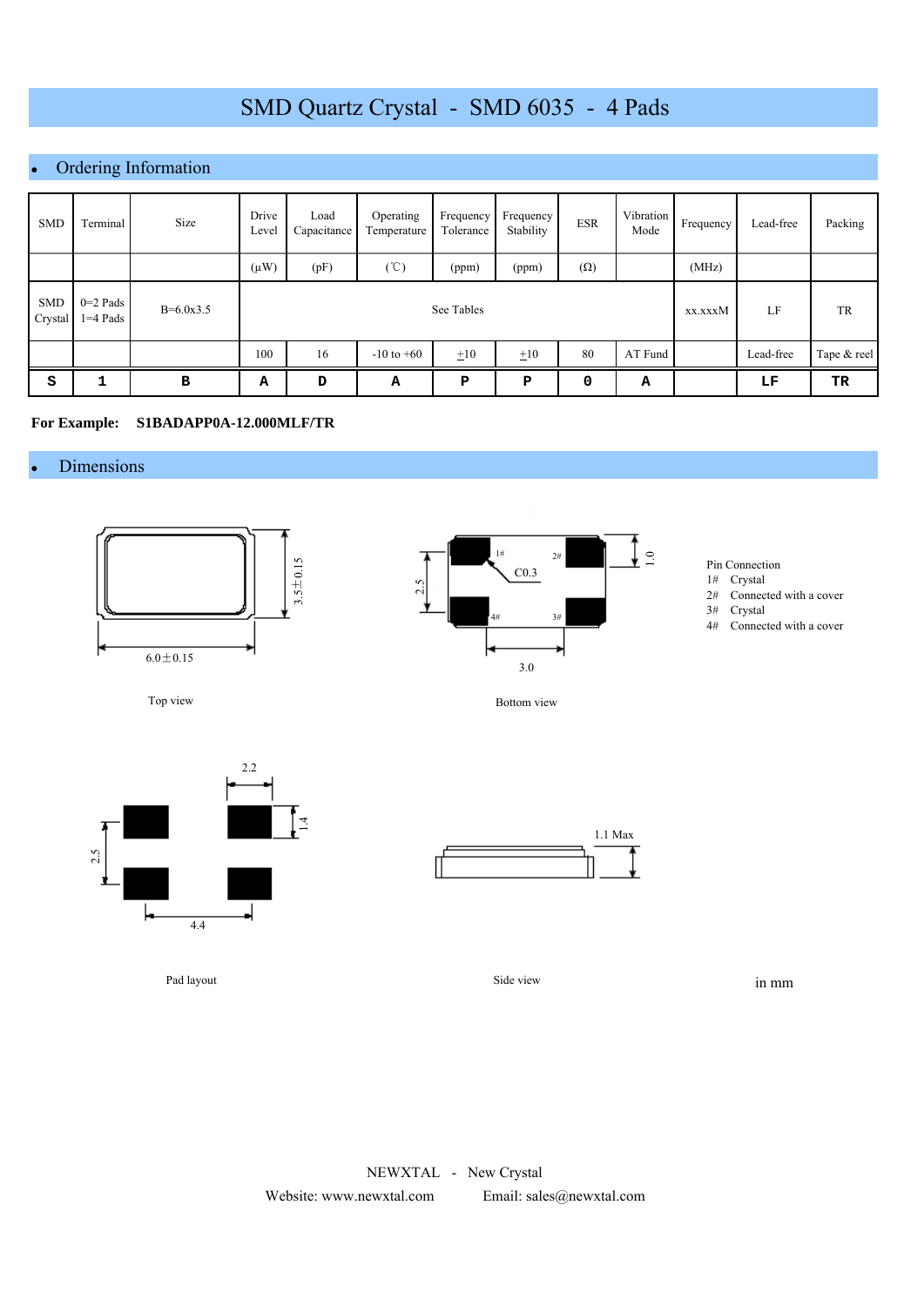# SMD Quartz Crystal - SMD 6035 - 4 Pads

## Ordering Information

| SMD | Terminal | Size | Drive Level | Load Capacitance | Operating Temperature | Frequency Tolerance | Frequency Stability | ESR | Vibration Mode | Frequency | Lead-free | Packing |
|---|---|---|---|---|---|---|---|---|---|---|---|---|
| | | | (μW) | (pF) | (℃) | (ppm) | (ppm) | (Ω) | | (MHz) | | |
| SMD Crystal | 0=2 Pads 1=4 Pads | B=6.0x3.5 | See Tables | | | | | | | xx.xxxM | LF | TR |
| | | | 100 | 16 | -10 to +60 | ±10 | ±10 | 80 | AT Fund | | Lead-free | Tape & reel |
| S | 1 | B | A | D | A | P | P | 0 | A | | LF | TR |

**For Example: S1BADAPP0A-12.000MLF/TR**

## Dimensions

6.0±0.15

3.5±0.15

Top view

2.5

1#

2#

C0.3

1.0

4#

3#

3.0

Bottom view

Pin Connection
1# Crystal
2# Connected with a cover
3# Crystal
4# Connected with a cover

2.2

1.4

2.5

4.4

Pad layout

1.1 Max

Side view

in mm

NEWXTAL - New Crystal
Website: www.newxtal.com Email: sales@newxtal.com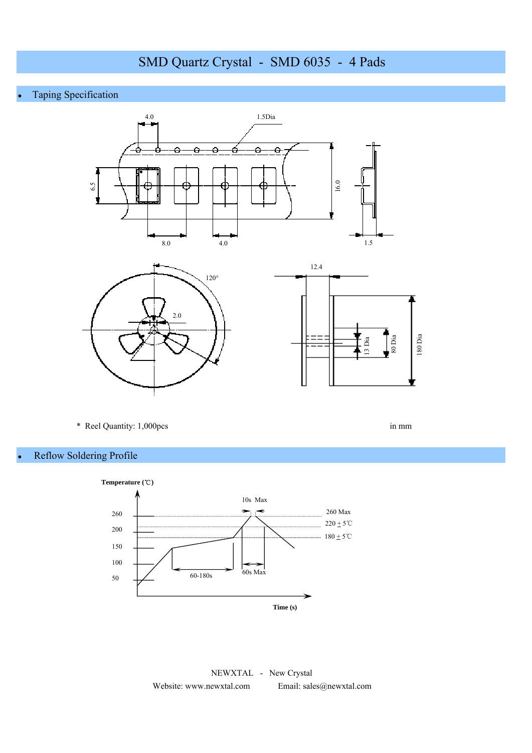# SMD Quartz Crystal - SMD 6035 - 4 Pads

## Taping Specification

4.0
1.5Dia
6.5
16.0
8.0
4.0
1.5
120°
2.0
12.4
13 Dia
80 Dia
180 Dia

* Reel Quantity: 1,000pcs

in mm

## Reflow Soldering Profile

Temperature (℃)
10s Max
260
200
150
100
50
260 Max
220 ± 5℃
180 ± 5℃
60-180s
60s Max
Time (s)

NEWXTAL - New Crystal

Website: www.newxtal.com Email: sales@newxtal.com